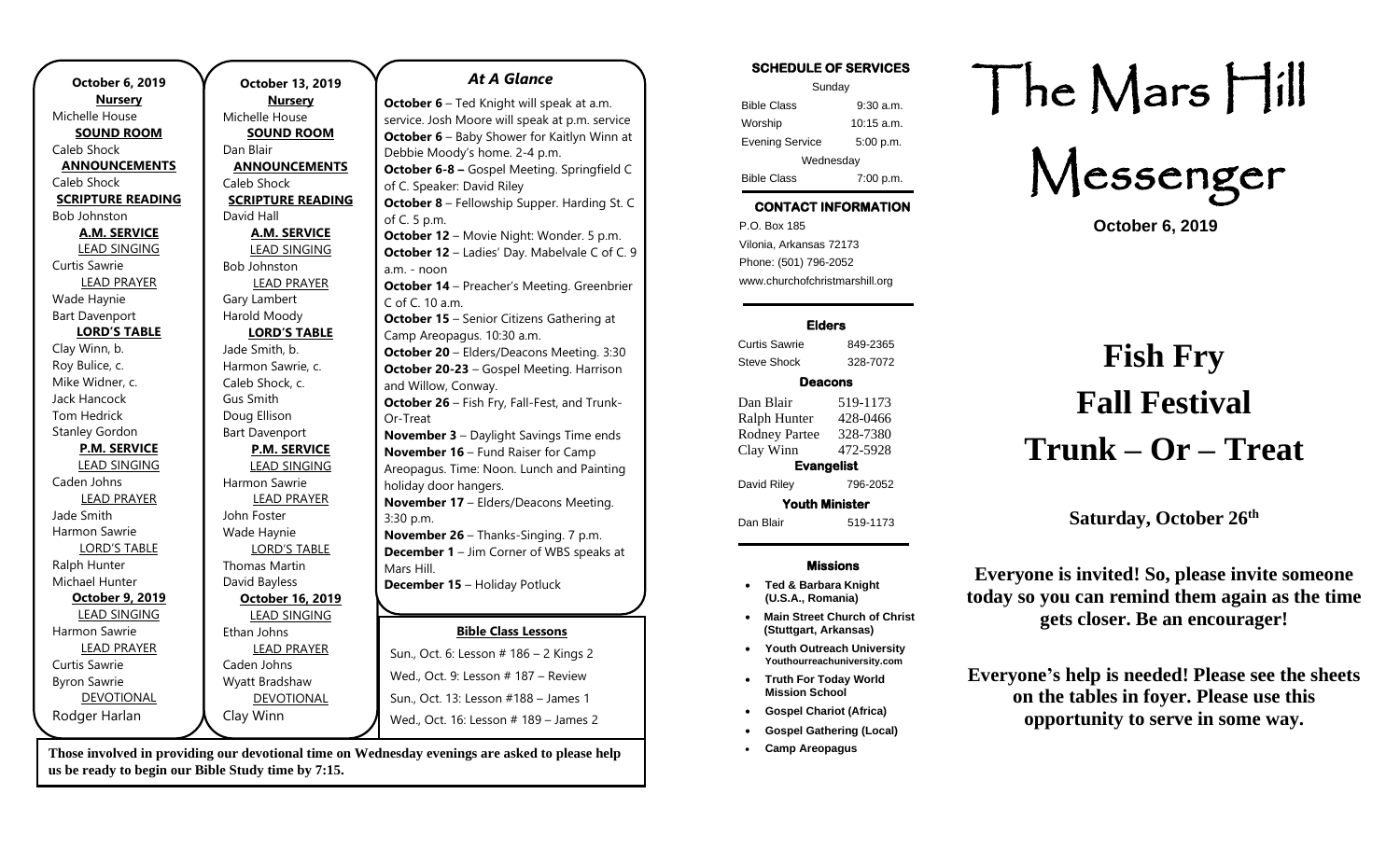**October 6, 2019**

**Nursery**
Michelle House

**SOUND ROOM**
Caleb Shock

**ANNOUNCEMENTS**
Caleb Shock

**SCRIPTURE READING**
Bob Johnston

**A.M. SERVICE**

LEAD SINGING
Curtis Sawrie

LEAD PRAYER
Wade Haynie
Bart Davenport

**LORD'S TABLE**
Clay Winn, b.
Roy Bulice, c.
Mike Widner, c.
Jack Hancock
Tom Hedrick
Stanley Gordon

**P.M. SERVICE**

LEAD SINGING
Caden Johns

LEAD PRAYER
Jade Smith
Harmon Sawrie

LORD'S TABLE
Ralph Hunter
Michael Hunter

**October 9, 2019**

LEAD SINGING
Harmon Sawrie

LEAD PRAYER
Curtis Sawrie
Byron Sawrie

DEVOTIONAL
Rodger Harlan

**October 13, 2019**

**Nursery**
Michelle House

**SOUND ROOM**
Dan Blair

**ANNOUNCEMENTS**
Caleb Shock

**SCRIPTURE READING**
David Hall

**A.M. SERVICE**

LEAD SINGING
Bob Johnston

LEAD PRAYER
Gary Lambert
Harold Moody

**LORD'S TABLE**
Jade Smith, b.
Harmon Sawrie, c.
Caleb Shock, c.
Gus Smith
Doug Ellison
Bart Davenport

**P.M. SERVICE**

LEAD SINGING
Harmon Sawrie

LEAD PRAYER
John Foster
Wade Haynie

LORD'S TABLE
Thomas Martin
David Bayless

**October 16, 2019**

LEAD SINGING
Ethan Johns

LEAD PRAYER
Caden Johns
Wyatt Bradshaw

DEVOTIONAL
Clay Winn

## *At A Glance*

**October 6** – Ted Knight will speak at a.m. service. Josh Moore will speak at p.m. service
**October 6** – Baby Shower for Kaitlyn Winn at Debbie Moody's home. 2-4 p.m.
**October 6-8 –** Gospel Meeting. Springfield C of C. Speaker: David Riley
**October 8** – Fellowship Supper. Harding St. C of C. 5 p.m.
**October 12** – Movie Night: Wonder. 5 p.m.
**October 12** – Ladies' Day. Mabelvale C of C. 9 a.m. - noon
**October 14** – Preacher's Meeting. Greenbrier C of C. 10 a.m.
**October 15** – Senior Citizens Gathering at Camp Areopagus. 10:30 a.m.
**October 20** – Elders/Deacons Meeting. 3:30
**October 20-23** – Gospel Meeting. Harrison and Willow, Conway.
**October 26** – Fish Fry, Fall-Fest, and Trunk-Or-Treat
**November 3** – Daylight Savings Time ends
**November 16** – Fund Raiser for Camp Areopagus. Time: Noon. Lunch and Painting holiday door hangers.
**November 17** – Elders/Deacons Meeting. 3:30 p.m.
**November 26** – Thanks-Singing. 7 p.m.
**December 1** – Jim Corner of WBS speaks at Mars Hill.
**December 15** – Holiday Potluck

**Bible Class Lessons**

Sun., Oct. 6: Lesson # 186 – 2 Kings 2
Wed., Oct. 9: Lesson # 187 – Review
Sun., Oct. 13: Lesson #188 – James 1
Wed., Oct. 16: Lesson # 189 – James 2

**Those involved in providing our devotional time on Wednesday evenings are asked to please help us be ready to begin our Bible Study time by 7:15.**

**SCHEDULE OF SERVICES**

| Sunday | |
|---|---|
| Bible Class | 9:30 a.m. |
| Worship | 10:15 a.m. |
| Evening Service | 5:00 p.m. |
| Wednesday | |
| Bible Class | 7:00 p.m. |

**CONTACT INFORMATION**

P.O. Box 185
Vilonia, Arkansas 72173
Phone: (501) 796-2052
www.churchofchristmarshill.org

**Elders**

| | |
|---|---|
| Curtis Sawrie | 849-2365 |
| Steve Shock | 328-7072 |

**Deacons**

| | |
|---|---|
| Dan Blair | 519-1173 |
| Ralph Hunter | 428-0466 |
| Rodney Partee | 328-7380 |
| Clay Winn | 472-5928 |

**Evangelist**

| | |
|---|---|
| David Riley | 796-2052 |

**Youth Minister**

| | |
|---|---|
| Dan Blair | 519-1173 |

**Missions**

- **Ted & Barbara Knight (U.S.A., Romania)**
- **Main Street Church of Christ (Stuttgart, Arkansas)**
- **Youth Outreach University Youthourreachuniversity.com**
- **Truth For Today World Mission School**
- **Gospel Chariot (Africa)**
- **Gospel Gathering (Local)**
- **Camp Areopagus**

# The Mars Hill Messenger

**October 6, 2019**

# Fish Fry
# Fall Festival
# Trunk – Or – Treat

**Saturday, October 26th**

**Everyone is invited! So, please invite someone today so you can remind them again as the time gets closer. Be an encourager!**

**Everyone's help is needed! Please see the sheets on the tables in foyer. Please use this opportunity to serve in some way.**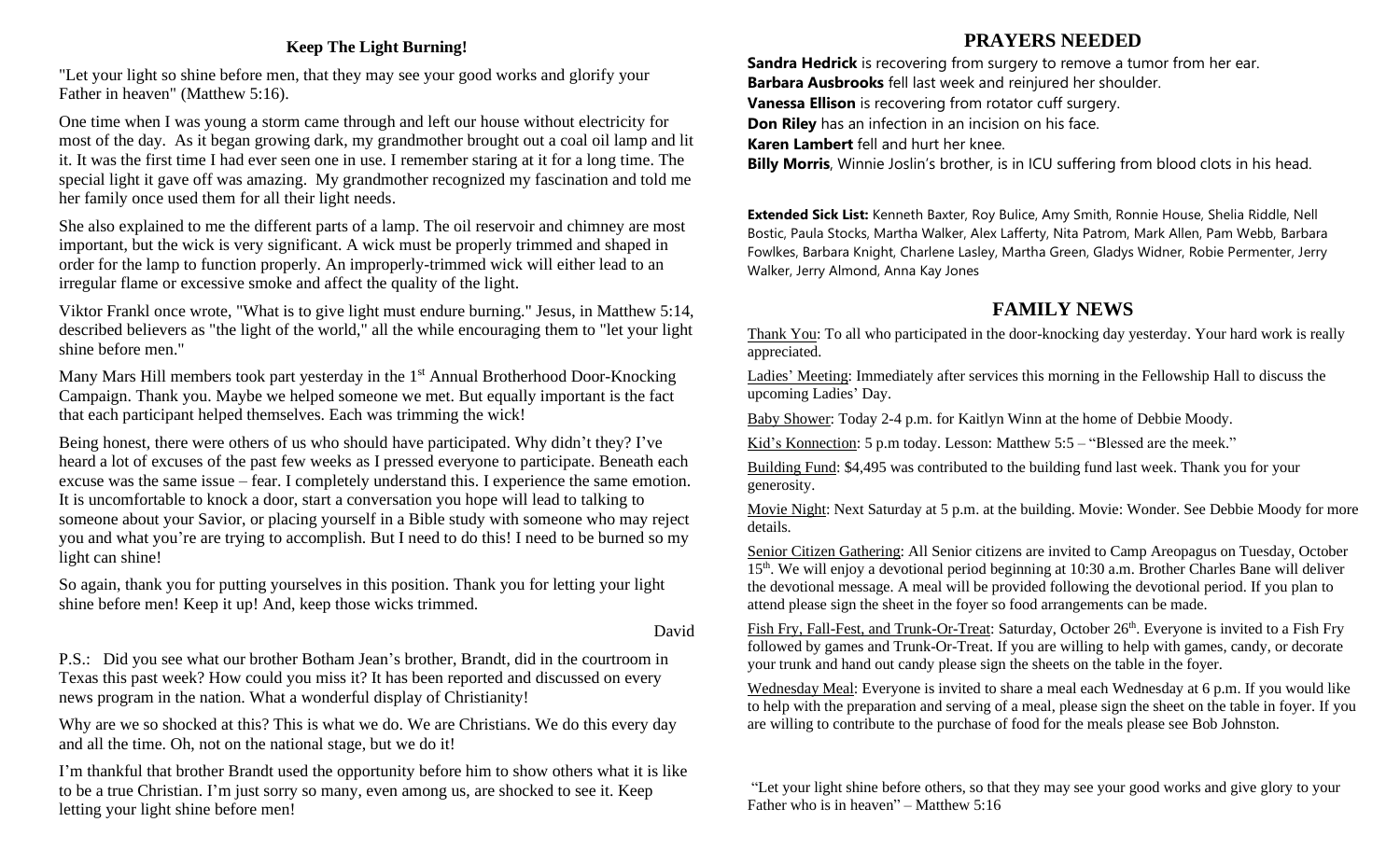## Keep The Light Burning!

"Let your light so shine before men, that they may see your good works and glorify your Father in heaven" (Matthew 5:16).

One time when I was young a storm came through and left our house without electricity for most of the day. As it began growing dark, my grandmother brought out a coal oil lamp and lit it. It was the first time I had ever seen one in use. I remember staring at it for a long time. The special light it gave off was amazing. My grandmother recognized my fascination and told me her family once used them for all their light needs.

She also explained to me the different parts of a lamp. The oil reservoir and chimney are most important, but the wick is very significant. A wick must be properly trimmed and shaped in order for the lamp to function properly. An improperly-trimmed wick will either lead to an irregular flame or excessive smoke and affect the quality of the light.

Viktor Frankl once wrote, "What is to give light must endure burning." Jesus, in Matthew 5:14, described believers as "the light of the world," all the while encouraging them to "let your light shine before men."

Many Mars Hill members took part yesterday in the 1st Annual Brotherhood Door-Knocking Campaign. Thank you. Maybe we helped someone we met. But equally important is the fact that each participant helped themselves. Each was trimming the wick!

Being honest, there were others of us who should have participated. Why didn't they? I've heard a lot of excuses of the past few weeks as I pressed everyone to participate. Beneath each excuse was the same issue – fear. I completely understand this. I experience the same emotion. It is uncomfortable to knock a door, start a conversation you hope will lead to talking to someone about your Savior, or placing yourself in a Bible study with someone who may reject you and what you're are trying to accomplish. But I need to do this! I need to be burned so my light can shine!

So again, thank you for putting yourselves in this position. Thank you for letting your light shine before men! Keep it up! And, keep those wicks trimmed.

David

P.S.: Did you see what our brother Botham Jean's brother, Brandt, did in the courtroom in Texas this past week? How could you miss it? It has been reported and discussed on every news program in the nation. What a wonderful display of Christianity!

Why are we so shocked at this? This is what we do. We are Christians. We do this every day and all the time. Oh, not on the national stage, but we do it!

I'm thankful that brother Brandt used the opportunity before him to show others what it is like to be a true Christian. I'm just sorry so many, even among us, are shocked to see it. Keep letting your light shine before men!

## PRAYERS NEEDED

**Sandra Hedrick** is recovering from surgery to remove a tumor from her ear.
**Barbara Ausbrooks** fell last week and reinjured her shoulder.
**Vanessa Ellison** is recovering from rotator cuff surgery.
**Don Riley** has an infection in an incision on his face.
**Karen Lambert** fell and hurt her knee.
**Billy Morris**, Winnie Joslin's brother, is in ICU suffering from blood clots in his head.

**Extended Sick List:** Kenneth Baxter, Roy Bulice, Amy Smith, Ronnie House, Shelia Riddle, Nell Bostic, Paula Stocks, Martha Walker, Alex Lafferty, Nita Patrom, Mark Allen, Pam Webb, Barbara Fowlkes, Barbara Knight, Charlene Lasley, Martha Green, Gladys Widner, Robie Permenter, Jerry Walker, Jerry Almond, Anna Kay Jones

## FAMILY NEWS

Thank You: To all who participated in the door-knocking day yesterday. Your hard work is really appreciated.

Ladies' Meeting: Immediately after services this morning in the Fellowship Hall to discuss the upcoming Ladies' Day.

Baby Shower: Today 2-4 p.m. for Kaitlyn Winn at the home of Debbie Moody.

Kid's Konnection: 5 p.m today. Lesson: Matthew 5:5 – "Blessed are the meek."

Building Fund: $4,495 was contributed to the building fund last week. Thank you for your generosity.

Movie Night: Next Saturday at 5 p.m. at the building. Movie: Wonder. See Debbie Moody for more details.

Senior Citizen Gathering: All Senior citizens are invited to Camp Areopagus on Tuesday, October 15th. We will enjoy a devotional period beginning at 10:30 a.m. Brother Charles Bane will deliver the devotional message. A meal will be provided following the devotional period. If you plan to attend please sign the sheet in the foyer so food arrangements can be made.

Fish Fry, Fall-Fest, and Trunk-Or-Treat: Saturday, October 26th. Everyone is invited to a Fish Fry followed by games and Trunk-Or-Treat. If you are willing to help with games, candy, or decorate your trunk and hand out candy please sign the sheets on the table in the foyer.

Wednesday Meal: Everyone is invited to share a meal each Wednesday at 6 p.m. If you would like to help with the preparation and serving of a meal, please sign the sheet on the table in foyer. If you are willing to contribute to the purchase of food for the meals please see Bob Johnston.

"Let your light shine before others, so that they may see your good works and give glory to your Father who is in heaven" – Matthew 5:16